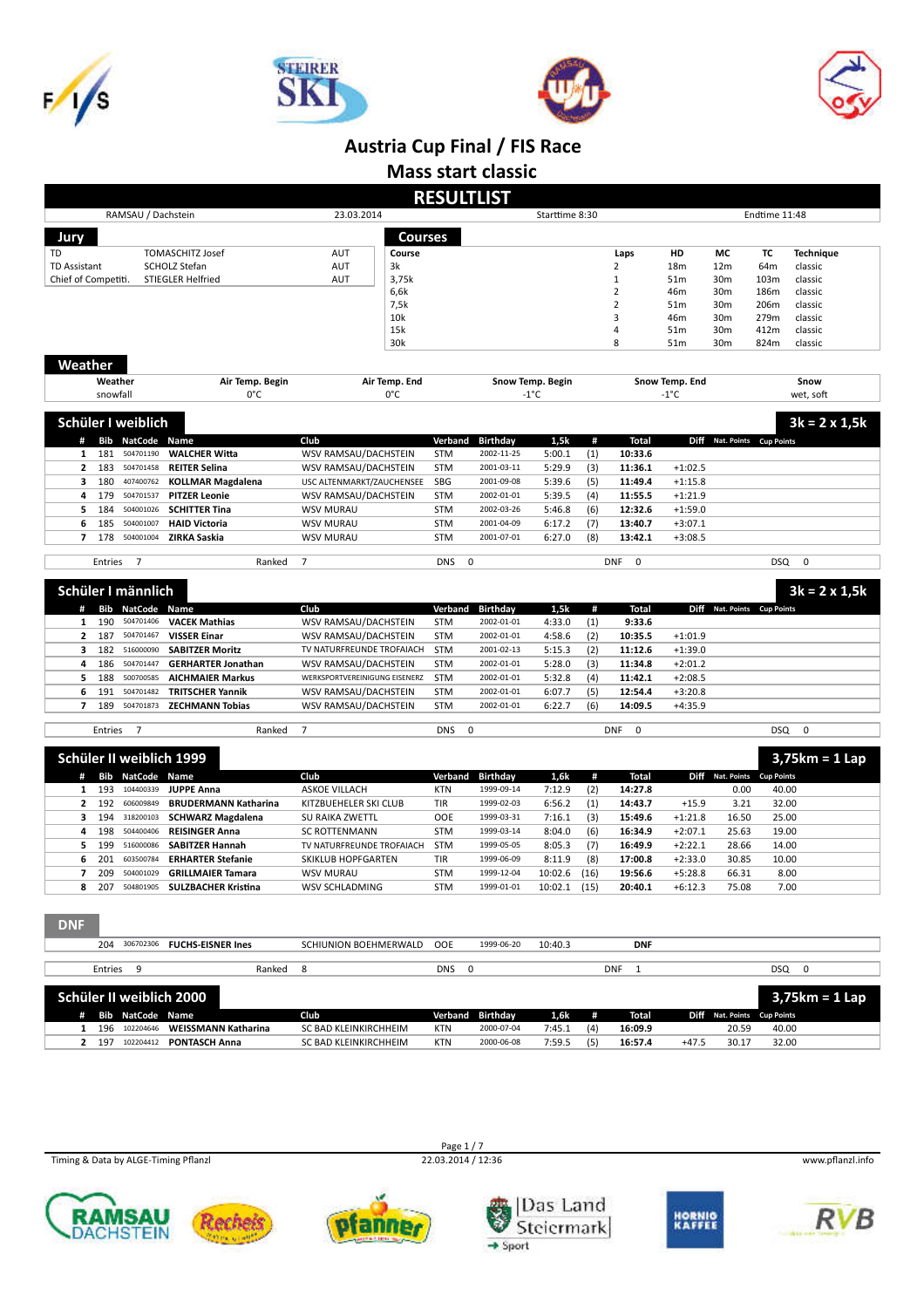# Austria Cup Final / FIS Race

## Mass start classic

## RESULTLIST

| RAMSAU / Dachstein | 23.03.2014 | Starttime 8:30 | Endtime 11:48 |
|---|---|---|---|

### Jury

| | | |
|---|---|---|
| TD | TOMASCHITZ Josef | AUT |
| TD Assistant | SCHOLZ Stefan | AUT |
| Chief of Competiti. | STIEGLER Helfried | AUT |

### Courses

| Course | Laps | HD | MC | TC | Technique |
|---|---|---|---|---|---|
| 3k | 2 | 18m | 12m | 64m | classic |
| 3,75k | 1 | 51m | 30m | 103m | classic |
| 6,6k | 2 | 46m | 30m | 186m | classic |
| 7,5k | 2 | 51m | 30m | 206m | classic |
| 10k | 3 | 46m | 30m | 279m | classic |
| 15k | 4 | 51m | 30m | 412m | classic |
| 30k | 8 | 51m | 30m | 824m | classic |

### Weather

| Weather | Air Temp. Begin | Air Temp. End | Snow Temp. Begin | Snow Temp. End | Snow |
|---|---|---|---|---|---|
| snowfall | 0°C | 0°C | -1°C | -1°C | wet, soft |

### Schüler I weiblich — 3k = 2 x 1,5k

| # | Bib | NatCode | Name | Club | Verband | Birthday | 1,5k | # | Total | Diff | Nat. Points | Cup Points |
|---|---|---|---|---|---|---|---|---|---|---|---|---|
| 1 | 181 | 504701190 | **WALCHER Witta** | WSV RAMSAU/DACHSTEIN | STM | 2002-11-25 | 5:00.1 | (1) | **10:33.6** | | | |
| 2 | 183 | 504701458 | **REITER Selina** | WSV RAMSAU/DACHSTEIN | STM | 2001-03-11 | 5:29.9 | (3) | **11:36.1** | +1:02.5 | | |
| 3 | 180 | 407400762 | **KOLLMAR Magdalena** | USC ALTENMARKT/ZAUCHENSEE | SBG | 2001-09-08 | 5:39.6 | (5) | **11:49.4** | +1:15.8 | | |
| 4 | 179 | 504701537 | **PITZER Leonie** | WSV RAMSAU/DACHSTEIN | STM | 2002-01-01 | 5:39.5 | (4) | **11:55.5** | +1:21.9 | | |
| 5 | 184 | 504001026 | **SCHITTER Tina** | WSV MURAU | STM | 2002-03-26 | 5:46.8 | (6) | **12:32.6** | +1:59.0 | | |
| 6 | 185 | 504001007 | **HAID Victoria** | WSV MURAU | STM | 2001-04-09 | 6:17.2 | (7) | **13:40.7** | +3:07.1 | | |
| 7 | 178 | 504001004 | **ZIRKA Saskia** | WSV MURAU | STM | 2001-07-01 | 6:27.0 | (8) | **13:42.1** | +3:08.5 | | |

Entries 7 — Ranked 7 — DNS 0 — DNF 0 — DSQ 0

### Schüler I männlich — 3k = 2 x 1,5k

| # | Bib | NatCode | Name | Club | Verband | Birthday | 1,5k | # | Total | Diff | Nat. Points | Cup Points |
|---|---|---|---|---|---|---|---|---|---|---|---|---|
| 1 | 190 | 504701406 | **VACEK Mathias** | WSV RAMSAU/DACHSTEIN | STM | 2002-01-01 | 4:33.0 | (1) | **9:33.6** | | | |
| 2 | 187 | 504701467 | **VISSER Einar** | WSV RAMSAU/DACHSTEIN | STM | 2002-01-01 | 4:58.6 | (2) | **10:35.5** | +1:01.9 | | |
| 3 | 182 | 516000090 | **SABITZER Moritz** | TV NATURFREUNDE TROFAIACH | STM | 2001-02-13 | 5:15.3 | (2) | **11:12.6** | +1:39.0 | | |
| 4 | 186 | 504701447 | **GERHARTER Jonathan** | WSV RAMSAU/DACHSTEIN | STM | 2002-01-01 | 5:28.0 | (3) | **11:34.8** | +2:01.2 | | |
| 5 | 188 | 500700585 | **AICHMAIER Markus** | WERKSPORTVEREINIGUNG EISENERZ | STM | 2002-01-01 | 5:32.8 | (4) | **11:42.1** | +2:08.5 | | |
| 6 | 191 | 504701482 | **TRITSCHER Yannik** | WSV RAMSAU/DACHSTEIN | STM | 2002-01-01 | 6:07.7 | (5) | **12:54.4** | +3:20.8 | | |
| 7 | 189 | 504701873 | **ZECHMANN Tobias** | WSV RAMSAU/DACHSTEIN | STM | 2002-01-01 | 6:22.7 | (6) | **14:09.5** | +4:35.9 | | |

Entries 7 — Ranked 7 — DNS 0 — DNF 0 — DSQ 0

### Schüler II weiblich 1999 — 3,75km = 1 Lap

| # | Bib | NatCode | Name | Club | Verband | Birthday | 1,6k | # | Total | Diff | Nat. Points | Cup Points |
|---|---|---|---|---|---|---|---|---|---|---|---|---|
| 1 | 193 | 104400339 | **JUPPE Anna** | ASKOE VILLACH | KTN | 1999-09-14 | 7:12.9 | (2) | **14:27.8** | | 0.00 | 40.00 |
| 2 | 192 | 606009849 | **BRUDERMANN Katharina** | KITZBUEHELER SKI CLUB | TIR | 1999-02-03 | 6:56.2 | (1) | **14:43.7** | +15.9 | 3.21 | 32.00 |
| 3 | 194 | 318200103 | **SCHWARZ Magdalena** | SU RAIKA ZWETTL | OOE | 1999-03-31 | 7:16.1 | (3) | **15:49.6** | +1:21.8 | 16.50 | 25.00 |
| 4 | 198 | 504400406 | **REISINGER Anna** | SC ROTTENMANN | STM | 1999-03-14 | 8:04.0 | (6) | **16:34.9** | +2:07.1 | 25.63 | 19.00 |
| 5 | 199 | 516000086 | **SABITZER Hannah** | TV NATURFREUNDE TROFAIACH | STM | 1999-05-05 | 8:05.3 | (7) | **16:49.9** | +2:22.1 | 28.66 | 14.00 |
| 6 | 201 | 603500784 | **ERHARTER Stefanie** | SKIKLUB HOPFGARTEN | TIR | 1999-06-09 | 8:11.9 | (8) | **17:00.8** | +2:33.0 | 30.85 | 10.00 |
| 7 | 209 | 504001029 | **GRILLMAIER Tamara** | WSV MURAU | STM | 1999-12-04 | 10:02.6 | (16) | **19:56.6** | +5:28.8 | 66.31 | 8.00 |
| 8 | 207 | 504801905 | **SULZBACHER Kristina** | WSV SCHLADMING | STM | 1999-01-01 | 10:02.1 | (15) | **20:40.1** | +6:12.3 | 75.08 | 7.00 |

#### DNF

| Bib | NatCode | Name | Club | Verband | Birthday | 1,6k | Total |
|---|---|---|---|---|---|---|---|
| 204 | 306702306 | **FUCHS-EISNER Ines** | SCHIUNION BOEHMERWALD | OOE | 1999-06-20 | 10:40.3 | **DNF** |

Entries 9 — Ranked 8 — DNS 0 — DNF 1 — DSQ 0

### Schüler II weiblich 2000 — 3,75km = 1 Lap

| # | Bib | NatCode | Name | Club | Verband | Birthday | 1,6k | # | Total | Diff | Nat. Points | Cup Points |
|---|---|---|---|---|---|---|---|---|---|---|---|---|
| 1 | 196 | 102204646 | **WEISSMANN Katharina** | SC BAD KLEINKIRCHHEIM | KTN | 2000-07-04 | 7:45.1 | (4) | **16:09.9** | | 20.59 | 40.00 |
| 2 | 197 | 102204412 | **PONTASCH Anna** | SC BAD KLEINKIRCHHEIM | KTN | 2000-06-08 | 7:59.5 | (5) | **16:57.4** | +47.5 | 30.17 | 32.00 |

Timing & Data by ALGE-Timing Pflanzl — 22.03.2014 / 12:36 — www.pflanzl.info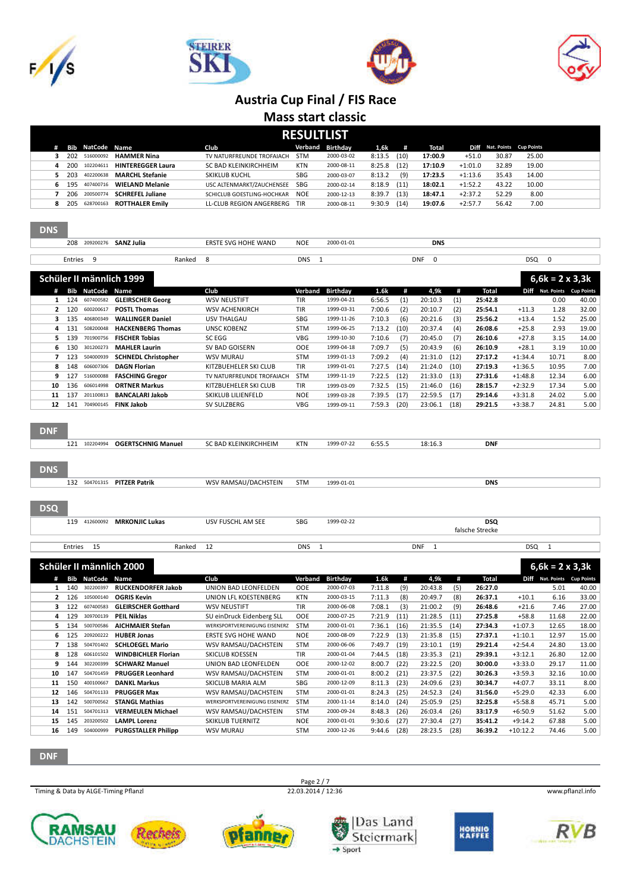# Austria Cup Final / FIS Race

## Mass start classic

### RESULTLIST

| # | Bib | NatCode | Name | Club | Verband | Birthday | 1,6k | # | Total | Diff | Nat. Points | Cup Points |
|---|---|---|---|---|---|---|---|---|---|---|---|---|
| 3 | 202 | 516000092 | **HAMMER Nina** | TV NATURFREUNDE TROFAIACH | STM | 2000-03-02 | 8:13.5 | (10) | **17:00.9** | +51.0 | 30.87 | 25.00 |
| 4 | 200 | 102204611 | **HINTEREGGER Laura** | SC BAD KLEINKIRCHHEIM | KTN | 2000-08-11 | 8:25.8 | (12) | **17:10.9** | +1:01.0 | 32.89 | 19.00 |
| 5 | 203 | 402200638 | **MARCHL Stefanie** | SKIKLUB KUCHL | SBG | 2000-03-07 | 8:13.2 | (9) | **17:23.5** | +1:13.6 | 35.43 | 14.00 |
| 6 | 195 | 407400716 | **WIELAND Melanie** | USC ALTENMARKT/ZAUCHENSEE | SBG | 2000-02-14 | 8:18.9 | (11) | **18:02.1** | +1:52.2 | 43.22 | 10.00 |
| 7 | 206 | 200500774 | **SCHREFEL Juliane** | SCHICLUB GOESTLING-HOCHKAR | NOE | 2000-12-13 | 8:39.7 | (13) | **18:47.1** | +2:37.2 | 52.29 | 8.00 |
| 8 | 205 | 628700163 | **ROTTHALER Emily** | LL-CLUB REGION ANGERBERG | TIR | 2000-08-11 | 9:30.9 | (14) | **19:07.6** | +2:57.7 | 56.42 | 7.00 |

**DNS**

| Bib | NatCode | Name | Club | Verband | Birthday | |
|---|---|---|---|---|---|---|
| 208 | 209200276 | **SANZ Julia** | ERSTE SVG HOHE WAND | NOE | 2000-01-01 | DNS |

Entries 9 | Ranked 8 | DNS 1 | DNF 0 | DSQ 0

### Schüler II männlich 1999 — 6,6k = 2 x 3,3k

| # | Bib | NatCode | Name | Club | Verband | Birthday | 1.6k | # | 4,9k | # | Total | Diff | Nat. Points | Cup Points |
|---|---|---|---|---|---|---|---|---|---|---|---|---|---|---|
| 1 | 124 | 607400582 | **GLEIRSCHER Georg** | WSV NEUSTIFT | TIR | 1999-04-21 | 6:56.5 | (1) | 20:10.3 | (1) | **25:42.8** | | 0.00 | 40.00 |
| 2 | 120 | 600200617 | **POSTL Thomas** | WSV ACHENKIRCH | TIR | 1999-03-31 | 7:00.6 | (2) | 20:10.7 | (2) | **25:54.1** | +11.3 | 1.28 | 32.00 |
| 3 | 135 | 406800349 | **WALLINGER Daniel** | USV THALGAU | SBG | 1999-11-26 | 7:10.3 | (6) | 20:21.6 | (3) | **25:56.2** | +13.4 | 1.52 | 25.00 |
| 4 | 131 | 508200048 | **HACKENBERG Thomas** | UNSC KOBENZ | STM | 1999-06-25 | 7:13.2 | (10) | 20:37.4 | (4) | **26:08.6** | +25.8 | 2.93 | 19.00 |
| 5 | 139 | 701900756 | **FISCHER Tobias** | SC EGG | VBG | 1999-10-30 | 7:10.6 | (7) | 20:45.0 | (7) | **26:10.6** | +27.8 | 3.15 | 14.00 |
| 6 | 130 | 301200273 | **MAHLER Laurin** | SV BAD GOISERN | OOE | 1999-04-18 | 7:09.7 | (5) | 20:43.9 | (6) | **26:10.9** | +28.1 | 3.19 | 10.00 |
| 7 | 123 | 504000939 | **SCHNEDL Christopher** | WSV MURAU | STM | 1999-01-13 | 7:09.2 | (4) | 21:31.0 | (12) | **27:17.2** | +1:34.4 | 10.71 | 8.00 |
| 8 | 148 | 606007306 | **DAGN Florian** | KITZBUEHELER SKI CLUB | TIR | 1999-01-01 | 7:27.5 | (14) | 21:24.0 | (10) | **27:19.3** | +1:36.5 | 10.95 | 7.00 |
| 9 | 127 | 516000088 | **FASCHING Gregor** | TV NATURFREUNDE TROFAIACH | STM | 1999-11-19 | 7:22.5 | (12) | 21:33.0 | (13) | **27:31.6** | +1:48.8 | 12.34 | 6.00 |
| 10 | 136 | 606014998 | **ORTNER Markus** | KITZBUEHELER SKI CLUB | TIR | 1999-03-09 | 7:32.5 | (15) | 21:46.0 | (16) | **28:15.7** | +2:32.9 | 17.34 | 5.00 |
| 11 | 137 | 201100813 | **BANCALARI Jakob** | SKIKLUB LILIENFELD | NOE | 1999-03-28 | 7:39.5 | (17) | 22:59.5 | (17) | **29:14.6** | +3:31.8 | 24.02 | 5.00 |
| 12 | 141 | 704900145 | **FINK Jakob** | SV SULZBERG | VBG | 1999-09-11 | 7:59.3 | (20) | 23:06.1 | (18) | **29:21.5** | +3:38.7 | 24.81 | 5.00 |

**DNF**

| Bib | NatCode | Name | Club | Verband | Birthday | 1.6k | 4,9k | |
|---|---|---|---|---|---|---|---|---|
| 121 | 102204994 | **OGERTSCHNIG Manuel** | SC BAD KLEINKIRCHHEIM | KTN | 1999-07-22 | 6:55.5 | 18:16.3 | DNF |

**DNS**

| Bib | NatCode | Name | Club | Verband | Birthday | |
|---|---|---|---|---|---|---|
| 132 | 504701315 | **PITZER Patrik** | WSV RAMSAU/DACHSTEIN | STM | 1999-01-01 | DNS |

**DSQ**

| Bib | NatCode | Name | Club | Verband | Birthday | |
|---|---|---|---|---|---|---|
| 119 | 412600092 | **MRKONJIC Lukas** | USV FUSCHL AM SEE | SBG | 1999-02-22 | DSQ falsche Strecke |

Entries 15 | Ranked 12 | DNS 1 | DNF 1 | DSQ 1

### Schüler II männlich 2000 — 6,6k = 2 x 3,3k

| # | Bib | NatCode | Name | Club | Verband | Birthday | 1.6k | # | 4,9k | # | Total | Diff | Nat. Points | Cup Points |
|---|---|---|---|---|---|---|---|---|---|---|---|---|---|---|
| 1 | 140 | 302200397 | **RUCKENDORFER Jakob** | UNION BAD LEONFELDEN | OOE | 2000-07-03 | 7:11.8 | (9) | 20:43.8 | (5) | **26:27.0** | | 5.01 | 40.00 |
| 2 | 126 | 105000140 | **OGRIS Kevin** | UNION LFL KOESTENBERG | KTN | 2000-03-15 | 7:11.3 | (8) | 20:49.7 | (8) | **26:37.1** | +10.1 | 6.16 | 33.00 |
| 3 | 122 | 607400583 | **GLEIRSCHER Gotthard** | WSV NEUSTIFT | TIR | 2000-06-08 | 7:08.1 | (3) | 21:00.2 | (9) | **26:48.6** | +21.6 | 7.46 | 27.00 |
| 4 | 129 | 309700139 | **PEIL Niklas** | SU einDruck Eidenberg SLL | OOE | 2000-07-25 | 7:21.9 | (11) | 21:28.5 | (11) | **27:25.8** | +58.8 | 11.68 | 22.00 |
| 5 | 134 | 500700586 | **AICHMAIER Stefan** | WERKSPORTVEREINIGUNG EISENERZ | STM | 2000-01-01 | 7:36.1 | (16) | 21:35.5 | (14) | **27:34.3** | +1:07.3 | 12.65 | 18.00 |
| 6 | 125 | 209200222 | **HUBER Jonas** | ERSTE SVG HOHE WAND | NOE | 2000-08-09 | 7:22.9 | (13) | 21:35.8 | (15) | **27:37.1** | +1:10.1 | 12.97 | 15.00 |
| 7 | 138 | 504701402 | **SCHLOEGEL Mario** | WSV RAMSAU/DACHSTEIN | STM | 2000-06-06 | 7:49.7 | (19) | 23:10.1 | (19) | **29:21.4** | +2:54.4 | 24.80 | 13.00 |
| 8 | 128 | 606101502 | **WINDBICHLER Florian** | SKICLUB KOESSEN | TIR | 2000-01-04 | 7:44.5 | (18) | 23:35.3 | (21) | **29:39.1** | +3:12.1 | 26.80 | 12.00 |
| 9 | 144 | 302200399 | **SCHWARZ Manuel** | UNION BAD LEONFELDEN | OOE | 2000-12-02 | 8:00.7 | (22) | 23:22.5 | (20) | **30:00.0** | +3:33.0 | 29.17 | 11.00 |
| 10 | 147 | 504701459 | **PRUGGER Leonhard** | WSV RAMSAU/DACHSTEIN | STM | 2000-01-01 | 8:00.2 | (21) | 23:37.5 | (22) | **30:26.3** | +3:59.3 | 32.16 | 10.00 |
| 11 | 150 | 400100667 | **DANKL Markus** | SKICLUB MARIA ALM | SBG | 2000-12-09 | 8:11.3 | (23) | 24:09.6 | (23) | **30:34.7** | +4:07.7 | 33.11 | 8.00 |
| 12 | 146 | 504701133 | **PRUGGER Max** | WSV RAMSAU/DACHSTEIN | STM | 2000-01-01 | 8:24.3 | (25) | 24:52.3 | (24) | **31:56.0** | +5:29.0 | 42.33 | 6.00 |
| 13 | 142 | 500700562 | **STANGL Mathias** | WERKSPORTVEREINIGUNG EISENERZ | STM | 2000-11-14 | 8:14.0 | (24) | 25:05.9 | (25) | **32:25.8** | +5:58.8 | 45.71 | 5.00 |
| 14 | 151 | 504701313 | **VERMEULEN Michael** | WSV RAMSAU/DACHSTEIN | STM | 2000-09-24 | 8:48.3 | (26) | 26:03.4 | (26) | **33:17.9** | +6:50.9 | 51.62 | 5.00 |
| 15 | 145 | 203200502 | **LAMPL Lorenz** | SKIKLUB TUERNITZ | NOE | 2000-01-01 | 9:30.6 | (27) | 27:30.4 | (27) | **35:41.2** | +9:14.2 | 67.88 | 5.00 |
| 16 | 149 | 504000999 | **PURGSTALLER Philipp** | WSV MURAU | STM | 2000-12-26 | 9:44.6 | (28) | 28:23.5 | (28) | **36:39.2** | +10:12.2 | 74.46 | 5.00 |

**DNF**

Timing & Data by ALGE-Timing Pflanzl | 22.03.2014 / 12:36 | www.pflanzl.info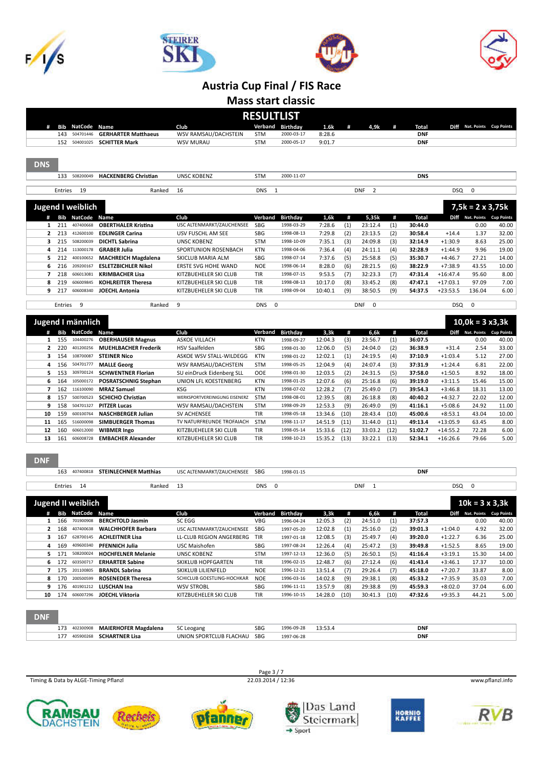# Austria Cup Final / FIS Race

## Mass start classic

### RESULTLIST

| # | Bib | NatCode | Name | Club | Verband | Birthday | 1.6k | # | 4,9k | # | Total | Diff | Nat. Points | Cup Points |
|---|---|---|---|---|---|---|---|---|---|---|---|---|---|---|
| | 143 | 504701446 | GERHARTER Matthaeus | WSV RAMSAU/DACHSTEIN | STM | 2000-03-17 | 8:28.6 | | | | DNF | | | |
| | 152 | 504001025 | SCHITTER Mark | WSV MURAU | STM | 2000-05-17 | 9:01.7 | | | | DNF | | | |

**DNS**

| Bib | NatCode | Name | Club | Verband | Birthday | Total |
|---|---|---|---|---|---|---|
| 133 | 508200049 | HACKENBERG Christian | UNSC KOBENZ | STM | 2000-11-07 | DNS |

Entries 19 | Ranked 16 | DNS 1 | DNF 2 | DSQ 0

### Jugend I weiblich — 7,5k = 2 x 3,75k

| # | Bib | NatCode | Name | Club | Verband | Birthday | 1,6k | # | 5,35k | # | Total | Diff | Nat. Points | Cup Points |
|---|---|---|---|---|---|---|---|---|---|---|---|---|---|---|
| 1 | 211 | 407400668 | OBERTHALER Kristina | USC ALTENMARKT/ZAUCHENSEE | SBG | 1998-03-29 | 7:28.6 | (1) | 23:12.4 | (1) | 30:44.0 | | 0.00 | 40.00 |
| 2 | 213 | 412600100 | EDLINGER Carina | USV FUSCHL AM SEE | SBG | 1998-08-13 | 7:29.8 | (2) | 23:13.5 | (2) | 30:58.4 | +14.4 | 1.37 | 32.00 |
| 3 | 215 | 508200039 | DICHTL Sabrina | UNSC KOBENZ | STM | 1998-10-09 | 7:35.1 | (3) | 24:09.8 | (3) | 32:14.9 | +1:30.9 | 8.63 | 25.00 |
| 4 | 214 | 113000178 | GRABER Julia | SPORTUNION ROSENBACH | KTN | 1998-04-06 | 7:36.4 | (4) | 24:11.1 | (4) | 32:28.9 | +1:44.9 | 9.96 | 19.00 |
| 5 | 212 | 400100652 | MACHREICH Magdalena | SKICLUB MARIA ALM | SBG | 1998-07-14 | 7:37.6 | (5) | 25:58.8 | (5) | 35:30.7 | +4:46.7 | 27.21 | 14.00 |
| 6 | 216 | 209200167 | ESLETZBICHLER Nikol | ERSTE SVG HOHE WAND | NOE | 1998-06-14 | 8:28.0 | (6) | 28:21.5 | (6) | 38:22.9 | +7:38.9 | 43.55 | 10.00 |
| 7 | 218 | 606013081 | KRIMBACHER Lisa | KITZBUEHELER SKI CLUB | TIR | 1998-07-15 | 9:53.5 | (7) | 32:23.3 | (7) | 47:31.4 | +16:47.4 | 95.60 | 8.00 |
| 8 | 219 | 606009845 | KOHLREITER Theresa | KITZBUEHELER SKI CLUB | TIR | 1998-08-13 | 10:17.0 | (8) | 33:45.2 | (8) | 47:47.1 | +17:03.1 | 97.09 | 7.00 |
| 9 | 217 | 606008340 | JOECHL Antonia | KITZBUEHELER SKI CLUB | TIR | 1998-09-04 | 10:40.1 | (9) | 38:50.5 | (9) | 54:37.5 | +23:53.5 | 136.04 | 6.00 |

Entries 9 | Ranked 9 | DNS 0 | DNF 0 | DSQ 0

### Jugend I männlich — 10,0k = 3 x3,3k

| # | Bib | NatCode | Name | Club | Verband | Birthday | 3,3k | # | 6,6k | # | Total | Diff | Nat. Points | Cup Points |
|---|---|---|---|---|---|---|---|---|---|---|---|---|---|---|
| 1 | 155 | 104400276 | OBERHAUSER Magnus | ASKOE VILLACH | KTN | 1998-09-27 | 12:04.3 | (3) | 23:56.7 | (1) | 36:07.5 | | 0.00 | 40.00 |
| 2 | 220 | 401200256 | MUEHLBACHER Frederik | HSV Saalfelden | SBG | 1998-01-30 | 12:06.0 | (5) | 24:04.0 | (2) | 36:38.9 | +31.4 | 2.54 | 33.00 |
| 3 | 154 | 108700087 | STEINER Nico | ASKOE WSV STALL-WILDEGG | KTN | 1998-01-22 | 12:02.1 | (1) | 24:19.5 | (4) | 37:10.9 | +1:03.4 | 5.12 | 27.00 |
| 4 | 156 | 504701777 | MALLE Georg | WSV RAMSAU/DACHSTEIN | STM | 1998-05-25 | 12:04.9 | (4) | 24:07.4 | (3) | 37:31.9 | +1:24.4 | 6.81 | 22.00 |
| 5 | 153 | 309700124 | SCHWENTNER Florian | SU einDruck Eidenberg SLL | OOE | 1998-01-30 | 12:03.5 | (2) | 24:31.5 | (5) | 37:58.0 | +1:50.5 | 8.92 | 18.00 |
| 6 | 164 | 105000172 | POSRATSCHNIG Stephan | UNION LFL KOESTENBERG | KTN | 1998-01-25 | 12:07.6 | (6) | 25:16.8 | (6) | 39:19.0 | +3:11.5 | 15.46 | 15.00 |
| 7 | 162 | 116100090 | MRAZ Samuel | KSG | KTN | 1998-07-02 | 12:28.2 | (7) | 25:49.0 | (7) | 39:54.3 | +3:46.8 | 18.31 | 13.00 |
| 8 | 157 | 500700523 | SCHICHO Christian | WERKSPORTVEREINIGUNG EISENERZ | STM | 1998-08-01 | 12:39.5 | (8) | 26:18.8 | (8) | 40:40.2 | +4:32.7 | 22.02 | 12.00 |
| 9 | 158 | 504701327 | PITZER Lucas | WSV RAMSAU/DACHSTEIN | STM | 1998-09-29 | 12:53.3 | (9) | 26:49.0 | (9) | 41:16.1 | +5:08.6 | 24.92 | 11.00 |
| 10 | 159 | 600100764 | NASCHBERGER Julian | SV ACHENSEE | TIR | 1998-05-18 | 13:34.6 | (10) | 28:43.4 | (10) | 45:00.6 | +8:53.1 | 43.04 | 10.00 |
| 11 | 165 | 516000098 | SIMBUERGER Thomas | TV NATURFREUNDE TROFAIACH | STM | 1998-11-17 | 14:51.9 | (11) | 31:44.0 | (11) | 49:13.4 | +13:05.9 | 63.45 | 8.00 |
| 12 | 160 | 606012000 | WIBMER Ingo | KITZBUEHELER SKI CLUB | TIR | 1998-05-14 | 15:33.6 | (12) | 33:03.2 | (12) | 51:02.7 | +14:55.2 | 72.28 | 6.00 |
| 13 | 161 | 606008728 | EMBACHER Alexander | KITZBUEHELER SKI CLUB | TIR | 1998-10-23 | 15:35.2 | (13) | 33:22.1 | (13) | 52:34.1 | +16:26.6 | 79.66 | 5.00 |

**DNF**

| Bib | NatCode | Name | Club | Verband | Birthday | Total |
|---|---|---|---|---|---|---|
| 163 | 407400818 | STEINLECHNER Matthias | USC ALTENMARKT/ZAUCHENSEE | SBG | 1998-01-15 | DNF |

Entries 14 | Ranked 13 | DNS 0 | DNF 1 | DSQ 0

### Jugend II weiblich — 10k = 3 x 3,3k

| # | Bib | NatCode | Name | Club | Verband | Birthday | 3,3k | # | 6,6k | # | Total | Diff | Nat. Points | Cup Points |
|---|---|---|---|---|---|---|---|---|---|---|---|---|---|---|
| 1 | 166 | 701900908 | BERCHTOLD Jasmin | SC EGG | VBG | 1996-04-24 | 12:05.3 | (2) | 24:51.0 | (1) | 37:57.3 | | 0.00 | 40.00 |
| 2 | 168 | 407400638 | WALCHHOFER Barbara | USC ALTENMARKT/ZAUCHENSEE | SBG | 1997-05-20 | 12:02.8 | (1) | 25:16.0 | (2) | 39:01.3 | +1:04.0 | 4.92 | 32.00 |
| 3 | 167 | 628700145 | ACHLEITNER Lisa | LL-CLUB REGION ANGERBERG | TIR | 1997-01-18 | 12:08.5 | (3) | 25:49.7 | (4) | 39:20.0 | +1:22.7 | 6.36 | 25.00 |
| 4 | 169 | 409600340 | PFENNICH Julia | USC Maishofen | SBG | 1997-08-24 | 12:26.4 | (4) | 25:47.2 | (3) | 39:49.8 | +1:52.5 | 8.65 | 19.00 |
| 5 | 171 | 508200024 | HOCHFELNER Melanie | UNSC KOBENZ | STM | 1997-12-13 | 12:36.0 | (5) | 26:50.1 | (5) | 41:16.4 | +3:19.1 | 15.30 | 14.00 |
| 6 | 172 | 603500717 | ERHARTER Sabine | SKIKLUB HOPFGARTEN | TIR | 1996-02-15 | 12:48.7 | (6) | 27:12.4 | (6) | 41:43.4 | +3:46.1 | 17.37 | 10.00 |
| 7 | 175 | 201100805 | BRANDL Sabrina | SKIKLUB LILIENFELD | NOE | 1996-12-21 | 13:51.4 | (7) | 29:26.4 | (7) | 45:18.0 | +7:20.7 | 33.87 | 8.00 |
| 8 | 170 | 200500599 | ROSENEDER Theresa | SCHICLUB GOESTLING-HOCHKAR | NOE | 1996-03-16 | 14:02.8 | (9) | 29:38.1 | (8) | 45:33.2 | +7:35.9 | 35.03 | 7.00 |
| 9 | 176 | 401901212 | LUSCHAN Ina | WSV STROBL | SBG | 1996-11-11 | 13:57.9 | (8) | 29:38.8 | (9) | 45:59.3 | +8:02.0 | 37.04 | 6.00 |
| 10 | 174 | 606007296 | JOECHL Viktoria | KITZBUEHELER SKI CLUB | TIR | 1996-10-15 | 14:28.0 | (10) | 30:41.3 | (10) | 47:32.6 | +9:35.3 | 44.21 | 5.00 |

**DNF**

| Bib | NatCode | Name | Club | Verband | Birthday | 3,3k | Total |
|---|---|---|---|---|---|---|---|
| 173 | 402300908 | MAIERHOFER Magdalena | SC Leogang | SBG | 1996-09-28 | 13:53.4 | DNF |
| 177 | 405900268 | SCHARTNER Lisa | UNION SPORTCLUB FLACHAU | SBG | 1997-06-28 | | DNF |

Timing & Data by ALGE-Timing Pflanzl | 22.03.2014 / 12:36 | www.pflanzl.info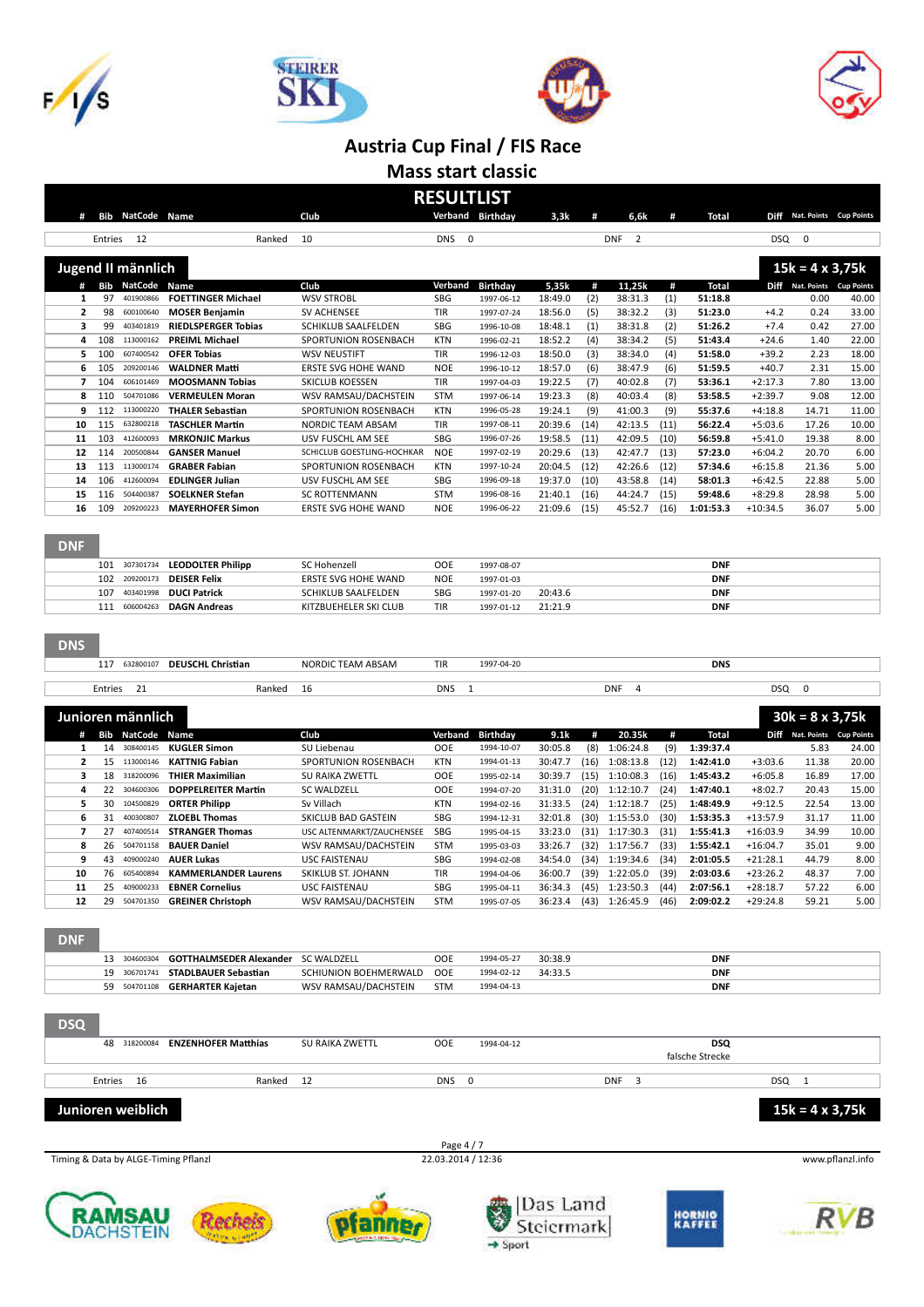# Austria Cup Final / FIS Race

## Mass start classic

## RESULTLIST

| # | Bib | NatCode | Name | Club | Verband | Birthday | 3,3k | # | 6,6k | # | Total | Diff | Nat. Points | Cup Points |
|---|---|---|---|---|---|---|---|---|---|---|---|---|---|---|

Entries 12 | Ranked 10 | DNS 0 | DNF 2 | DSQ 0

### Jugend II männlich — 15k = 4 x 3,75k

| # | Bib | NatCode | Name | Club | Verband | Birthday | 5,35k | # | 11,25k | # | Total | Diff | Nat. Points | Cup Points |
|---|---|---|---|---|---|---|---|---|---|---|---|---|---|---|
| 1 | 97 | 401900866 | FOETTINGER Michael | WSV STROBL | SBG | 1997-06-12 | 18:49.0 | (2) | 38:31.3 | (1) | 51:18.8 | | 0.00 | 40.00 |
| 2 | 98 | 600100640 | MOSER Benjamin | SV ACHENSEE | TIR | 1997-07-24 | 18:56.0 | (5) | 38:32.2 | (3) | 51:23.0 | +4.2 | 0.24 | 33.00 |
| 3 | 99 | 403401819 | RIEDLSPERGER Tobias | SCHIKLUB SAALFELDEN | SBG | 1996-10-08 | 18:48.1 | (1) | 38:31.8 | (2) | 51:26.2 | +7.4 | 0.42 | 27.00 |
| 4 | 108 | 113000162 | PREIML Michael | SPORTUNION ROSENBACH | KTN | 1996-02-21 | 18:52.2 | (4) | 38:34.2 | (5) | 51:43.4 | +24.6 | 1.40 | 22.00 |
| 5 | 100 | 607400542 | OFER Tobias | WSV NEUSTIFT | TIR | 1996-12-03 | 18:50.0 | (3) | 38:34.0 | (4) | 51:58.0 | +39.2 | 2.23 | 18.00 |
| 6 | 105 | 209200146 | WALDNER Matti | ERSTE SVG HOHE WAND | NOE | 1996-10-12 | 18:57.0 | (6) | 38:47.9 | (6) | 51:59.5 | +40.7 | 2.31 | 15.00 |
| 7 | 104 | 606101469 | MOOSMANN Tobias | SKICLUB KOESSEN | TIR | 1997-04-03 | 19:22.5 | (7) | 40:02.8 | (7) | 53:36.1 | +2:17.3 | 7.80 | 13.00 |
| 8 | 110 | 504701086 | VERMEULEN Moran | WSV RAMSAU/DACHSTEIN | STM | 1997-06-14 | 19:23.3 | (8) | 40:03.4 | (8) | 53:58.5 | +2:39.7 | 9.08 | 12.00 |
| 9 | 112 | 113000220 | THALER Sebastian | SPORTUNION ROSENBACH | KTN | 1996-05-28 | 19:24.1 | (9) | 41:00.3 | (9) | 55:37.6 | +4:18.8 | 14.71 | 11.00 |
| 10 | 115 | 632800218 | TASCHLER Martin | NORDIC TEAM ABSAM | TIR | 1997-08-11 | 20:39.6 | (14) | 42:13.5 | (11) | 56:22.4 | +5:03.6 | 17.26 | 10.00 |
| 11 | 103 | 412600093 | MRKONJIC Markus | USV FUSCHL AM SEE | SBG | 1996-07-26 | 19:58.5 | (11) | 42:09.5 | (10) | 56:59.8 | +5:41.0 | 19.38 | 8.00 |
| 12 | 114 | 200500844 | GANSER Manuel | SCHICLUB GOESTLING-HOCHKAR | NOE | 1997-02-19 | 20:29.6 | (13) | 42:47.7 | (13) | 57:23.0 | +6:04.2 | 20.70 | 6.00 |
| 13 | 113 | 113000174 | GRABER Fabian | SPORTUNION ROSENBACH | KTN | 1997-10-24 | 20:04.5 | (12) | 42:26.6 | (12) | 57:34.6 | +6:15.8 | 21.36 | 5.00 |
| 14 | 106 | 412600094 | EDLINGER Julian | USV FUSCHL AM SEE | SBG | 1996-09-18 | 19:37.0 | (10) | 43:58.8 | (14) | 58:01.3 | +6:42.5 | 22.88 | 5.00 |
| 15 | 116 | 504400387 | SOELKNER Stefan | SC ROTTENMANN | STM | 1996-08-16 | 21:40.1 | (16) | 44:24.7 | (15) | 59:48.6 | +8:29.8 | 28.98 | 5.00 |
| 16 | 109 | 209200223 | MAYERHOFER Simon | ERSTE SVG HOHE WAND | NOE | 1996-06-22 | 21:09.6 | (15) | 45:52.7 | (16) | 1:01:53.3 | +10:34.5 | 36.07 | 5.00 |

#### DNF

| Bib | NatCode | Name | Club | Verband | Birthday | 5,35k | Total |
|---|---|---|---|---|---|---|---|
| 101 | 307301734 | LEODOLTER Philipp | SC Hohenzell | OOE | 1997-08-07 | | DNF |
| 102 | 209200173 | DEISER Felix | ERSTE SVG HOHE WAND | NOE | 1997-01-03 | | DNF |
| 107 | 403401998 | DUCI Patrick | SCHIKLUB SAALFELDEN | SBG | 1997-01-20 | 20:43.6 | DNF |
| 111 | 606004263 | DAGN Andreas | KITZBUEHELER SKI CLUB | TIR | 1997-01-12 | 21:21.9 | DNF |

#### DNS

| Bib | NatCode | Name | Club | Verband | Birthday | Total |
|---|---|---|---|---|---|---|
| 117 | 632800107 | DEUSCHL Christian | NORDIC TEAM ABSAM | TIR | 1997-04-20 | DNS |

Entries 21 | Ranked 16 | DNS 1 | DNF 4 | DSQ 0

### Junioren männlich — 30k = 8 x 3,75k

| # | Bib | NatCode | Name | Club | Verband | Birthday | 9.1k | # | 20.35k | # | Total | Diff | Nat. Points | Cup Points |
|---|---|---|---|---|---|---|---|---|---|---|---|---|---|---|
| 1 | 14 | 308400145 | KUGLER Simon | SU Liebenau | OOE | 1994-10-07 | 30:05.8 | (8) | 1:06:24.8 | (9) | 1:39:37.4 | | 5.83 | 24.00 |
| 2 | 15 | 113000146 | KATTNIG Fabian | SPORTUNION ROSENBACH | KTN | 1994-01-13 | 30:47.7 | (16) | 1:08:13.8 | (12) | 1:42:41.0 | +3:03.6 | 11.38 | 20.00 |
| 3 | 18 | 318200096 | THIER Maximilian | SU RAIKA ZWETTL | OOE | 1995-02-14 | 30:39.7 | (15) | 1:10:08.3 | (16) | 1:45:43.2 | +6:05.8 | 16.89 | 17.00 |
| 4 | 22 | 304600306 | DOPPELREITER Martin | SC WALDZELL | OOE | 1994-07-20 | 31:31.0 | (20) | 1:12:10.7 | (24) | 1:47:40.1 | +8:02.7 | 20.43 | 15.00 |
| 5 | 30 | 104500829 | ORTER Philipp | Sv Villach | KTN | 1994-02-16 | 31:33.5 | (24) | 1:12:18.7 | (25) | 1:48:49.9 | +9:12.5 | 22.54 | 13.00 |
| 6 | 31 | 400300807 | ZLOEBL Thomas | SKICLUB BAD GASTEIN | SBG | 1994-12-31 | 32:01.8 | (30) | 1:15:53.0 | (30) | 1:53:35.3 | +13:57.9 | 31.17 | 11.00 |
| 7 | 27 | 407400514 | STRANGER Thomas | USC ALTENMARKT/ZAUCHENSEE | SBG | 1995-04-15 | 33:23.0 | (31) | 1:17:30.3 | (31) | 1:55:41.3 | +16:03.9 | 34.99 | 10.00 |
| 8 | 26 | 504701158 | BAUER Daniel | WSV RAMSAU/DACHSTEIN | STM | 1995-03-03 | 33:26.7 | (32) | 1:17:56.7 | (33) | 1:55:42.1 | +16:04.7 | 35.01 | 9.00 |
| 9 | 43 | 409000240 | AUER Lukas | USC FAISTENAU | SBG | 1994-02-08 | 34:54.0 | (34) | 1:19:34.6 | (34) | 2:01:05.5 | +21:28.1 | 44.79 | 8.00 |
| 10 | 76 | 605400894 | KAMMERLANDER Laurens | SKIKLUB ST. JOHANN | TIR | 1994-04-06 | 36:00.7 | (39) | 1:22:05.0 | (39) | 2:03:03.6 | +23:26.2 | 48.37 | 7.00 |
| 11 | 25 | 409000233 | EBNER Cornelius | USC FAISTENAU | SBG | 1995-04-11 | 36:34.3 | (45) | 1:23:50.3 | (44) | 2:07:56.1 | +28:18.7 | 57.22 | 6.00 |
| 12 | 29 | 504701350 | GREINER Christoph | WSV RAMSAU/DACHSTEIN | STM | 1995-07-05 | 36:23.4 | (43) | 1:26:45.9 | (46) | 2:09:02.2 | +29:24.8 | 59.21 | 5.00 |

#### DNF

| Bib | NatCode | Name | Club | Verband | Birthday | 9.1k | Total |
|---|---|---|---|---|---|---|---|
| 13 | 304600304 | GOTTHALMSEDER Alexander | SC WALDZELL | OOE | 1994-05-27 | 30:38.9 | DNF |
| 19 | 306701741 | STADLBAUER Sebastian | SCHIUNION BOEHMERWALD | OOE | 1994-02-12 | 34:33.5 | DNF |
| 59 | 504701108 | GERHARTER Kajetan | WSV RAMSAU/DACHSTEIN | STM | 1994-04-13 | | DNF |

#### DSQ

| Bib | NatCode | Name | Club | Verband | Birthday | Total |
|---|---|---|---|---|---|---|
| 48 | 318200084 | ENZENHOFER Matthias | SU RAIKA ZWETTL | OOE | 1994-04-12 | DSQ falsche Strecke |

Entries 16 | Ranked 12 | DNS 0 | DNF 3 | DSQ 1

### Junioren weiblich — 15k = 4 x 3,75k

Timing & Data by ALGE-Timing Pflanzl — 22.03.2014 / 12:36 — www.pflanzl.info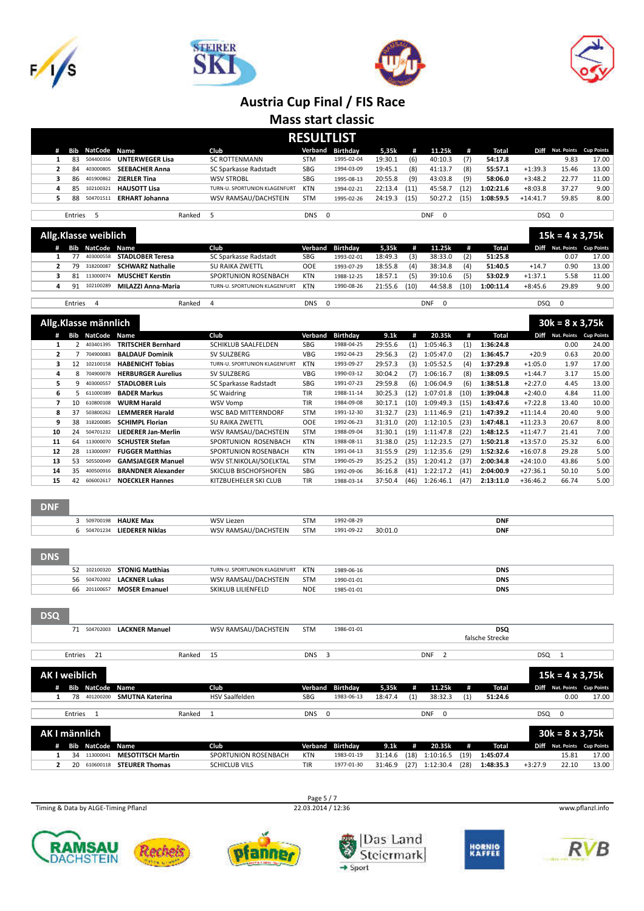# Austria Cup Final / FIS Race

## Mass start classic

### RESULTLIST

| # | Bib | NatCode | Name | Club | Verband | Birthday | 5,35k | # | 11.25k | # | Total | Diff | Nat. Points | Cup Points |
|---|---|---|---|---|---|---|---|---|---|---|---|---|---|---|
| 1 | 83 | 504400356 | **UNTERWEGER Lisa** | SC ROTTENMANN | STM | 1995-02-04 | 19:30.1 | (6) | 40:10.3 | (7) | **54:17.8** | | 9.83 | 17.00 |
| 2 | 84 | 403000805 | **SEEBACHER Anna** | SC Sparkasse Radstadt | SBG | 1994-03-09 | 19:45.1 | (8) | 41:13.7 | (8) | **55:57.1** | +1:39.3 | 15.46 | 13.00 |
| 3 | 86 | 401900862 | **ZIERLER Tina** | WSV STROBL | SBG | 1995-08-13 | 20:55.8 | (9) | 43:03.8 | (9) | **58:06.0** | +3:48.2 | 22.77 | 11.00 |
| 4 | 85 | 102100321 | **HAUSOTT Lisa** | TURN-U. SPORTUNION KLAGENFURT | KTN | 1994-02-21 | 22:13.4 | (11) | 45:58.7 | (12) | **1:02:21.6** | +8:03.8 | 37.27 | 9.00 |
| 5 | 88 | 504701511 | **ERHART Johanna** | WSV RAMSAU/DACHSTEIN | STM | 1995-02-26 | 24:19.3 | (15) | 50:27.2 | (15) | **1:08:59.5** | +14:41.7 | 59.85 | 8.00 |

Entries 5 — Ranked 5 — DNS 0 — DNF 0 — DSQ 0

### Allg.Klasse weiblich — 15k = 4 x 3,75k

| # | Bib | NatCode | Name | Club | Verband | Birthday | 5,35k | # | 11.25k | # | Total | Diff | Nat. Points | Cup Points |
|---|---|---|---|---|---|---|---|---|---|---|---|---|---|---|
| 1 | 77 | 403000558 | **STADLOBER Teresa** | SC Sparkasse Radstadt | SBG | 1993-02-01 | 18:49.3 | (3) | 38:33.0 | (2) | **51:25.8** | | 0.07 | 17.00 |
| 2 | 79 | 318200087 | **SCHWARZ Nathalie** | SU RAIKA ZWETTL | OOE | 1993-07-29 | 18:55.8 | (4) | 38:34.8 | (4) | **51:40.5** | +14.7 | 0.90 | 13.00 |
| 3 | 81 | 113000074 | **MUSCHET Kerstin** | SPORTUNION ROSENBACH | KTN | 1988-12-25 | 18:57.1 | (5) | 39:10.6 | (5) | **53:02.9** | +1:37.1 | 5.58 | 11.00 |
| 4 | 91 | 102100289 | **MILAZZI Anna-Maria** | TURN-U. SPORTUNION KLAGENFURT | KTN | 1990-08-26 | 21:55.6 | (10) | 44:58.8 | (10) | **1:00:11.4** | +8:45.6 | 29.89 | 9.00 |

Entries 4 — Ranked 4 — DNS 0 — DNF 0 — DSQ 0

### Allg.Klasse männlich — 30k = 8 x 3,75k

| # | Bib | NatCode | Name | Club | Verband | Birthday | 9.1k | # | 20.35k | # | Total | Diff | Nat. Points | Cup Points |
|---|---|---|---|---|---|---|---|---|---|---|---|---|---|---|
| 1 | 2 | 403401395 | **TRITSCHER Bernhard** | SCHIKLUB SAALFELDEN | SBG | 1988-04-25 | 29:55.6 | (1) | 1:05:46.3 | (1) | **1:36:24.8** | | 0.00 | 24.00 |
| 2 | 7 | 704900083 | **BALDAUF Dominik** | SV SULZBERG | VBG | 1992-04-23 | 29:56.3 | (2) | 1:05:47.0 | (2) | **1:36:45.7** | +20.9 | 0.63 | 20.00 |
| 3 | 12 | 102100158 | **HABENICHT Tobias** | TURN-U. SPORTUNION KLAGENFURT | KTN | 1993-09-27 | 29:57.3 | (3) | 1:05:52.5 | (4) | **1:37:29.8** | +1:05.0 | 1.97 | 17.00 |
| 4 | 8 | 704900078 | **HERBURGER Aurelius** | SV SULZBERG | VBG | 1990-03-12 | 30:04.2 | (7) | 1:06:16.7 | (8) | **1:38:09.5** | +1:44.7 | 3.17 | 15.00 |
| 5 | 9 | 403000557 | **STADLOBER Luis** | SC Sparkasse Radstadt | SBG | 1991-07-23 | 29:59.8 | (6) | 1:06:04.9 | (6) | **1:38:51.8** | +2:27.0 | 4.45 | 13.00 |
| 6 | 5 | 611000389 | **BADER Markus** | SC Waidring | TIR | 1988-11-14 | 30:25.3 | (12) | 1:07:01.8 | (10) | **1:39:04.8** | +2:40.0 | 4.84 | 11.00 |
| 7 | 10 | 610800108 | **WURM Harald** | WSV Vomp | TIR | 1984-09-08 | 30:17.1 | (10) | 1:09:49.3 | (15) | **1:43:47.6** | +7:22.8 | 13.40 | 10.00 |
| 8 | 37 | 503800262 | **LEMMERER Harald** | WSC BAD MITTERNDORF | STM | 1991-12-30 | 31:32.7 | (23) | 1:11:46.9 | (21) | **1:47:39.2** | +11:14.4 | 20.40 | 9.00 |
| 9 | 38 | 318200085 | **SCHIMPL Florian** | SU RAIKA ZWETTL | OOE | 1992-06-23 | 31:31.0 | (20) | 1:12:10.5 | (23) | **1:47:48.1** | +11:23.3 | 20.67 | 8.00 |
| 10 | 24 | 504701232 | **LIEDERER Jan-Merlin** | WSV RAMSAU/DACHSTEIN | STM | 1988-09-04 | 31:30.1 | (19) | 1:11:47.8 | (22) | **1:48:12.5** | +11:47.7 | 21.41 | 7.00 |
| 11 | 64 | 113000070 | **SCHUSTER Stefan** | SPORTUNION ROSENBACH | KTN | 1988-08-11 | 31:38.0 | (25) | 1:12:23.5 | (27) | **1:50:21.8** | +13:57.0 | 25.32 | 6.00 |
| 12 | 28 | 113000097 | **FUGGER Matthias** | SPORTUNION ROSENBACH | KTN | 1991-04-13 | 31:55.9 | (29) | 1:12:35.6 | (29) | **1:52:32.6** | +16:07.8 | 29.28 | 5.00 |
| 13 | 53 | 505500049 | **GAMSJAEGER Manuel** | WSV ST.NIKOLAI/SOELKTAL | STM | 1990-05-29 | 35:25.2 | (35) | 1:20:41.2 | (37) | **2:00:34.8** | +24:10.0 | 43.86 | 5.00 |
| 14 | 35 | 400500916 | **BRANDNER Alexander** | SKICLUB BISCHOFSHOFEN | SBG | 1992-09-06 | 36:16.8 | (41) | 1:22:17.2 | (41) | **2:04:00.9** | +27:36.1 | 50.10 | 5.00 |
| 15 | 42 | 606002617 | **NOECKLER Hannes** | KITZBUEHELER SKI CLUB | TIR | 1988-03-14 | 37:50.4 | (46) | 1:26:46.1 | (47) | **2:13:11.0** | +36:46.2 | 66.74 | 5.00 |

#### DNF

| Bib | NatCode | Name | Club | Verband | Birthday | 9.1k | Result |
|---|---|---|---|---|---|---|---|
| 3 | 509700198 | **HAUKE Max** | WSV Liezen | STM | 1992-08-29 | | DNF |
| 6 | 504701234 | **LIEDERER Niklas** | WSV RAMSAU/DACHSTEIN | STM | 1991-09-22 | 30:01.0 | DNF |

#### DNS

| Bib | NatCode | Name | Club | Verband | Birthday | Result |
|---|---|---|---|---|---|---|
| 52 | 102100320 | **STONIG Matthias** | TURN-U. SPORTUNION KLAGENFURT | KTN | 1989-06-16 | DNS |
| 56 | 504702002 | **LACKNER Lukas** | WSV RAMSAU/DACHSTEIN | STM | 1990-01-01 | DNS |
| 66 | 201100657 | **MOSER Emanuel** | SKIKLUB LILIENFELD | NOE | 1985-01-01 | DNS |

#### DSQ

| Bib | NatCode | Name | Club | Verband | Birthday | Result |
|---|---|---|---|---|---|---|
| 71 | 504702003 | **LACKNER Manuel** | WSV RAMSAU/DACHSTEIN | STM | 1986-01-01 | DSQ falsche Strecke |

Entries 21 — Ranked 15 — DNS 3 — DNF 2 — DSQ 1

### AK I weiblich — 15k = 4 x 3,75k

| # | Bib | NatCode | Name | Club | Verband | Birthday | 5,35k | # | 11.25k | # | Total | Diff | Nat. Points | Cup Points |
|---|---|---|---|---|---|---|---|---|---|---|---|---|---|---|
| 1 | 78 | 401200200 | **SMUTNA Katerina** | HSV Saalfelden | SBG | 1983-06-13 | 18:47.4 | (1) | 38:32.3 | (1) | **51:24.6** | | 0.00 | 17.00 |

Entries 1 — Ranked 1 — DNS 0 — DNF 0 — DSQ 0

### AK I männlich — 30k = 8 x 3,75k

| # | Bib | NatCode | Name | Club | Verband | Birthday | 9.1k | # | 20.35k | # | Total | Diff | Nat. Points | Cup Points |
|---|---|---|---|---|---|---|---|---|---|---|---|---|---|---|
| 1 | 34 | 113000041 | **MESOTITSCH Martin** | SPORTUNION ROSENBACH | KTN | 1983-01-19 | 31:14.6 | (18) | 1:10:16.5 | (19) | **1:45:07.4** | | 15.81 | 17.00 |
| 2 | 20 | 610600118 | **STEURER Thomas** | SCHICLUB VILS | TIR | 1977-01-30 | 31:46.9 | (27) | 1:12:30.4 | (28) | **1:48:35.3** | +3:27.9 | 22.10 | 13.00 |

Timing & Data by ALGE-Timing Pflanzl — 22.03.2014 / 12:36 — www.pflanzl.info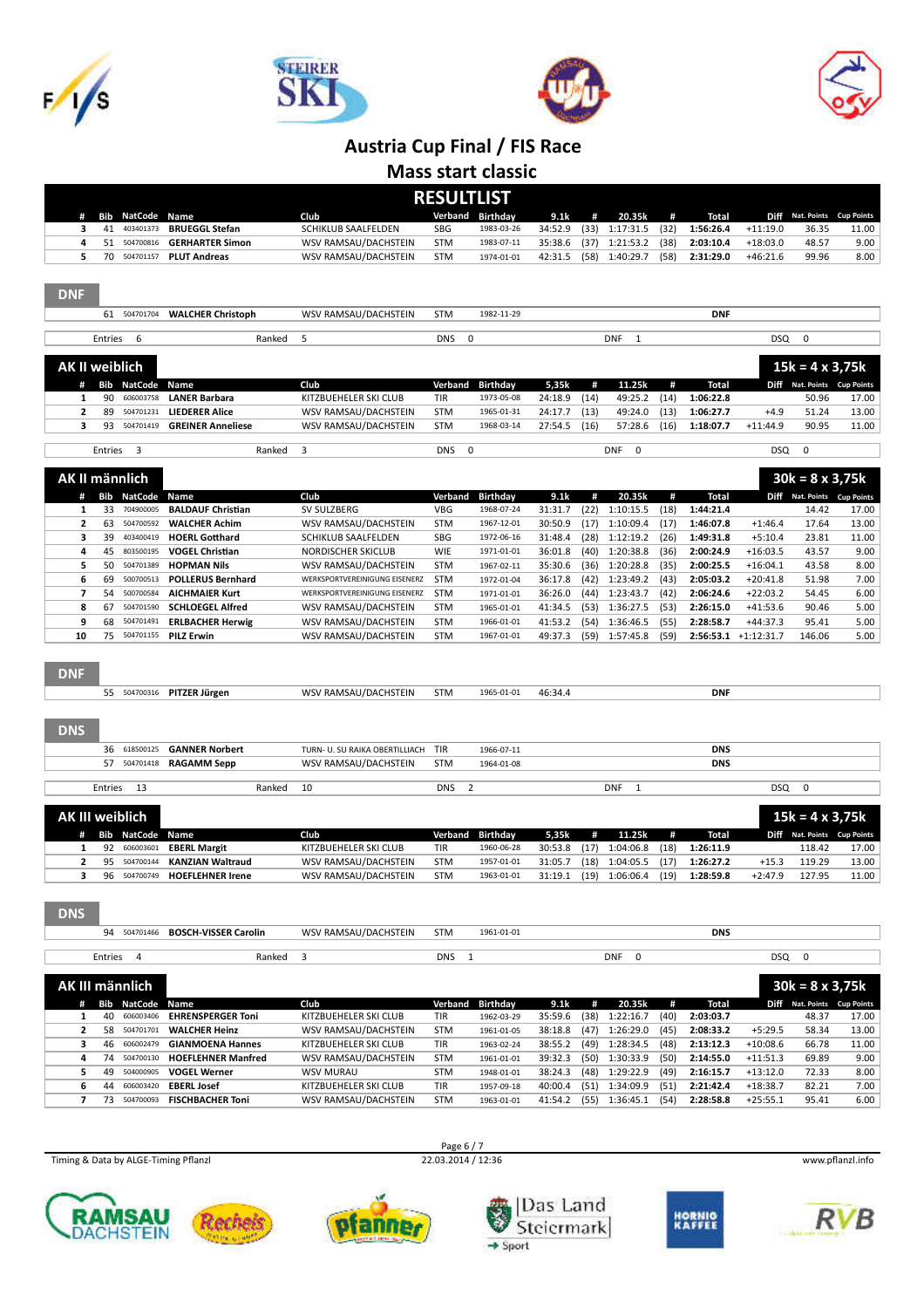# Austria Cup Final / FIS Race

## Mass start classic

## RESULTLIST

| # | Bib | NatCode | Name | Club | Verband | Birthday | 9.1k | # | 20.35k | # | Total | Diff | Nat. Points | Cup Points |
|---|---|---|---|---|---|---|---|---|---|---|---|---|---|---|
| 3 | 41 | 403401373 | BRUEGGL Stefan | SCHIKLUB SAALFELDEN | SBG | 1983-03-26 | 34:52.9 | (33) | 1:17:31.5 | (32) | 1:56:26.4 | +11:19.0 | 36.35 | 11.00 |
| 4 | 51 | 504700816 | GERHARTER Simon | WSV RAMSAU/DACHSTEIN | STM | 1983-07-11 | 35:38.6 | (37) | 1:21:53.2 | (38) | 2:03:10.4 | +18:03.0 | 48.57 | 9.00 |
| 5 | 70 | 504701157 | PLUT Andreas | WSV RAMSAU/DACHSTEIN | STM | 1974-01-01 | 42:31.5 | (58) | 1:40:29.7 | (58) | 2:31:29.0 | +46:21.6 | 99.96 | 8.00 |

**DNF**

| Bib | NatCode | Name | Club | Verband | Birthday | | Total |
|---|---|---|---|---|---|---|---|
| 61 | 504701704 | WALCHER Christoph | WSV RAMSAU/DACHSTEIN | STM | 1982-11-29 | | DNF |

Entries 6 Ranked 5 DNS 0 DNF 1 DSQ 0

## AK II weiblich — 15k = 4 x 3,75k

| # | Bib | NatCode | Name | Club | Verband | Birthday | 5,35k | # | 11.25k | # | Total | Diff | Nat. Points | Cup Points |
|---|---|---|---|---|---|---|---|---|---|---|---|---|---|---|
| 1 | 90 | 606003758 | LANER Barbara | KITZBUEHELER SKI CLUB | TIR | 1973-05-08 | 24:18.9 | (14) | 49:25.2 | (14) | 1:06:22.8 | | 50.96 | 17.00 |
| 2 | 89 | 504701231 | LIEDERER Alice | WSV RAMSAU/DACHSTEIN | STM | 1965-01-31 | 24:17.7 | (13) | 49:24.0 | (13) | 1:06:27.7 | +4.9 | 51.24 | 13.00 |
| 3 | 93 | 504701419 | GREINER Anneliese | WSV RAMSAU/DACHSTEIN | STM | 1968-03-14 | 27:54.5 | (16) | 57:28.6 | (16) | 1:18:07.7 | +11:44.9 | 90.95 | 11.00 |

Entries 3 Ranked 3 DNS 0 DNF 0 DSQ 0

## AK II männlich — 30k = 8 x 3,75k

| # | Bib | NatCode | Name | Club | Verband | Birthday | 9.1k | # | 20.35k | # | Total | Diff | Nat. Points | Cup Points |
|---|---|---|---|---|---|---|---|---|---|---|---|---|---|---|
| 1 | 33 | 704900005 | BALDAUF Christian | SV SULZBERG | VBG | 1968-07-24 | 31:31.7 | (22) | 1:10:15.5 | (18) | 1:44:21.4 | | 14.42 | 17.00 |
| 2 | 63 | 504700592 | WALCHER Achim | WSV RAMSAU/DACHSTEIN | STM | 1967-12-01 | 30:50.9 | (17) | 1:10:09.4 | (17) | 1:46:07.8 | +1:46.4 | 17.64 | 13.00 |
| 3 | 39 | 403400419 | HOERL Gotthard | SCHIKLUB SAALFELDEN | SBG | 1972-06-16 | 31:48.4 | (28) | 1:12:19.2 | (26) | 1:49:31.8 | +5:10.4 | 23.81 | 11.00 |
| 4 | 45 | 803500195 | VOGEL Christian | NORDISCHER SKICLUB | WIE | 1971-01-01 | 36:01.8 | (40) | 1:20:38.8 | (36) | 2:00:24.9 | +16:03.5 | 43.57 | 9.00 |
| 5 | 50 | 504701389 | HOPMAN Nils | WSV RAMSAU/DACHSTEIN | STM | 1967-02-11 | 35:30.6 | (36) | 1:20:28.8 | (35) | 2:00:25.5 | +16:04.1 | 43.58 | 8.00 |
| 6 | 69 | 500700513 | POLLERUS Bernhard | WERKSPORTVEREINIGUNG EISENERZ | STM | 1972-01-04 | 36:17.8 | (42) | 1:23:49.2 | (43) | 2:05:03.2 | +20:41.8 | 51.98 | 7.00 |
| 7 | 54 | 500700584 | AICHMAIER Kurt | WERKSPORTVEREINIGUNG EISENERZ | STM | 1971-01-01 | 36:26.0 | (44) | 1:23:43.7 | (42) | 2:06:24.6 | +22:03.2 | 54.45 | 6.00 |
| 8 | 67 | 504701590 | SCHLOEGEL Alfred | WSV RAMSAU/DACHSTEIN | STM | 1965-01-01 | 41:34.5 | (53) | 1:36:27.5 | (53) | 2:26:15.0 | +41:53.6 | 90.46 | 5.00 |
| 9 | 68 | 504701491 | ERLBACHER Herwig | WSV RAMSAU/DACHSTEIN | STM | 1966-01-01 | 41:53.2 | (54) | 1:36:46.5 | (55) | 2:28:58.7 | +44:37.3 | 95.41 | 5.00 |
| 10 | 75 | 504701155 | PILZ Erwin | WSV RAMSAU/DACHSTEIN | STM | 1967-01-01 | 49:37.3 | (59) | 1:57:45.8 | (59) | 2:56:53.1 | +1:12:31.7 | 146.06 | 5.00 |

**DNF**

| Bib | NatCode | Name | Club | Verband | Birthday | 9.1k | Total |
|---|---|---|---|---|---|---|---|
| 55 | 504700316 | PITZER Jürgen | WSV RAMSAU/DACHSTEIN | STM | 1965-01-01 | 46:34.4 | DNF |

**DNS**

| Bib | NatCode | Name | Club | Verband | Birthday | Total |
|---|---|---|---|---|---|---|
| 36 | 618500125 | GANNER Norbert | TURN- U. SU RAIKA OBERTILLIACH | TIR | 1966-07-11 | DNS |
| 57 | 504701418 | RAGAMM Sepp | WSV RAMSAU/DACHSTEIN | STM | 1964-01-08 | DNS |

Entries 13 Ranked 10 DNS 2 DNF 1 DSQ 0

## AK III weiblich — 15k = 4 x 3,75k

| # | Bib | NatCode | Name | Club | Verband | Birthday | 5,35k | # | 11.25k | # | Total | Diff | Nat. Points | Cup Points |
|---|---|---|---|---|---|---|---|---|---|---|---|---|---|---|
| 1 | 92 | 606003601 | EBERL Margit | KITZBUEHELER SKI CLUB | TIR | 1960-06-28 | 30:53.8 | (17) | 1:04:06.8 | (18) | 1:26:11.9 | | 118.42 | 17.00 |
| 2 | 95 | 504700144 | KANZIAN Waltraud | WSV RAMSAU/DACHSTEIN | STM | 1957-01-01 | 31:05.7 | (18) | 1:04:05.5 | (17) | 1:26:27.2 | +15.3 | 119.29 | 13.00 |
| 3 | 96 | 504700749 | HOEFLEHNER Irene | WSV RAMSAU/DACHSTEIN | STM | 1963-01-01 | 31:19.1 | (19) | 1:06:06.4 | (19) | 1:28:59.8 | +2:47.9 | 127.95 | 11.00 |

**DNS**

| Bib | NatCode | Name | Club | Verband | Birthday | Total |
|---|---|---|---|---|---|---|
| 94 | 504701466 | BOSCH-VISSER Carolin | WSV RAMSAU/DACHSTEIN | STM | 1961-01-01 | DNS |

Entries 4 Ranked 3 DNS 1 DNF 0 DSQ 0

## AK III männlich — 30k = 8 x 3,75k

| # | Bib | NatCode | Name | Club | Verband | Birthday | 9.1k | # | 20.35k | # | Total | Diff | Nat. Points | Cup Points |
|---|---|---|---|---|---|---|---|---|---|---|---|---|---|---|
| 1 | 40 | 606003406 | EHRENSPERGER Toni | KITZBUEHELER SKI CLUB | TIR | 1962-03-29 | 35:59.6 | (38) | 1:22:16.7 | (40) | 2:03:03.7 | | 48.37 | 17.00 |
| 2 | 58 | 504701701 | WALCHER Heinz | WSV RAMSAU/DACHSTEIN | STM | 1961-01-05 | 38:18.8 | (47) | 1:26:29.0 | (45) | 2:08:33.2 | +5:29.5 | 58.34 | 13.00 |
| 3 | 46 | 606002479 | GIANMOENA Hannes | KITZBUEHELER SKI CLUB | TIR | 1963-02-24 | 38:55.2 | (49) | 1:28:34.5 | (48) | 2:13:12.3 | +10:08.6 | 66.78 | 11.00 |
| 4 | 74 | 504700130 | HOEFLEHNER Manfred | WSV RAMSAU/DACHSTEIN | STM | 1961-01-01 | 39:32.3 | (50) | 1:30:33.9 | (50) | 2:14:55.0 | +11:51.3 | 69.89 | 9.00 |
| 5 | 49 | 504000905 | VOGEL Werner | WSV MURAU | STM | 1948-01-01 | 38:24.3 | (48) | 1:29:22.9 | (49) | 2:16:15.7 | +13:12.0 | 72.33 | 8.00 |
| 6 | 44 | 606003420 | EBERL Josef | KITZBUEHELER SKI CLUB | TIR | 1957-09-18 | 40:00.4 | (51) | 1:34:09.9 | (51) | 2:21:42.4 | +18:38.7 | 82.21 | 7.00 |
| 7 | 73 | 504700093 | FISCHBACHER Toni | WSV RAMSAU/DACHSTEIN | STM | 1963-01-01 | 41:54.2 | (55) | 1:36:45.1 | (54) | 2:28:58.8 | +25:55.1 | 95.41 | 6.00 |

Timing & Data by ALGE-Timing Pflanzl — 22.03.2014 / 12:36 — www.pflanzl.info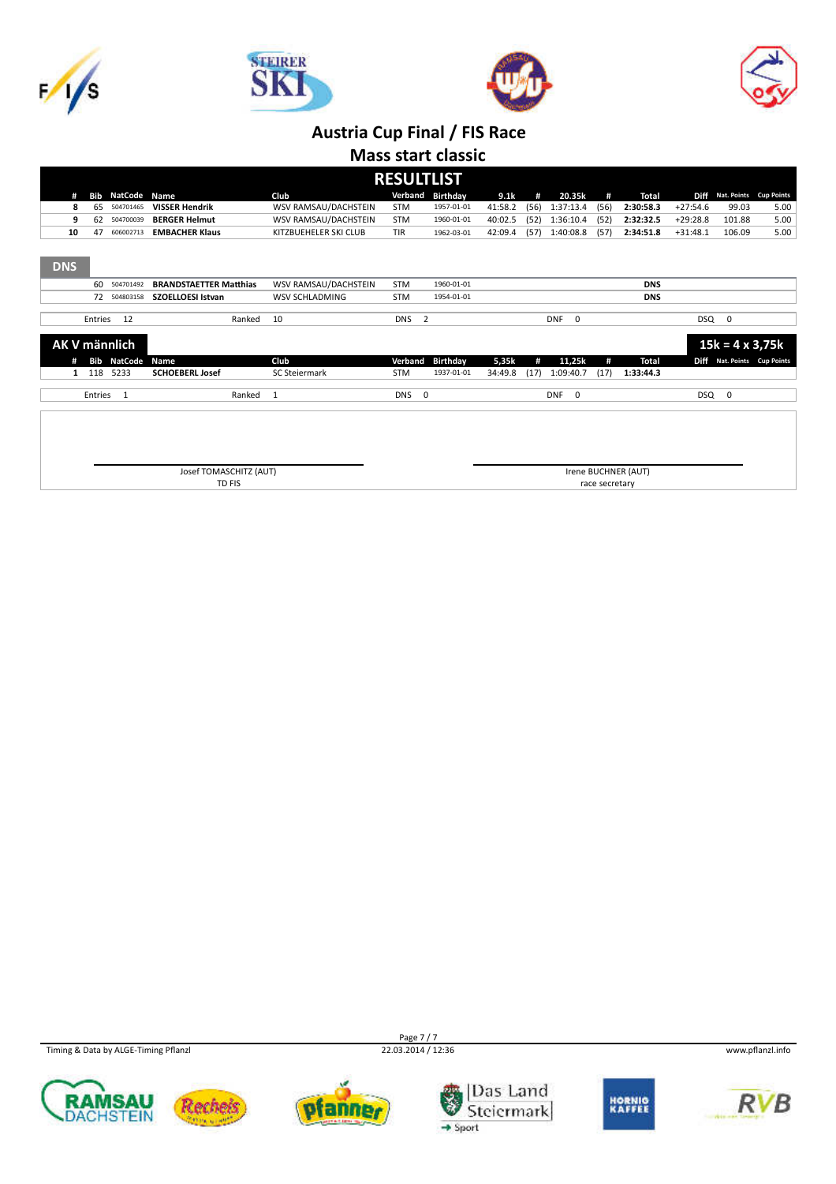# Austria Cup Final / FIS Race

## Mass start classic

### RESULTLIST

| # | Bib | NatCode | Name | Club | Verband | Birthday | 9.1k | # | 20.35k | # | Total | Diff | Nat. Points | Cup Points |
|---|---|---|---|---|---|---|---|---|---|---|---|---|---|---|
| 8 | 65 | 504701465 | **VISSER Hendrik** | WSV RAMSAU/DACHSTEIN | STM | 1957-01-01 | 41:58.2 | (56) | 1:37:13.4 | (56) | **2:30:58.3** | +27:54.6 | 99.03 | 5.00 |
| 9 | 62 | 504700039 | **BERGER Helmut** | WSV RAMSAU/DACHSTEIN | STM | 1960-01-01 | 40:02.5 | (52) | 1:36:10.4 | (52) | **2:32:32.5** | +29:28.8 | 101.88 | 5.00 |
| 10 | 47 | 606002713 | **EMBACHER Klaus** | KITZBUEHELER SKI CLUB | TIR | 1962-03-01 | 42:09.4 | (57) | 1:40:08.8 | (57) | **2:34:51.8** | +31:48.1 | 106.09 | 5.00 |

### DNS

| Bib | NatCode | Name | Club | Verband | Birthday | Total |
|---|---|---|---|---|---|---|
| 60 | 504701492 | **BRANDSTAETTER Matthias** | WSV RAMSAU/DACHSTEIN | STM | 1960-01-01 | **DNS** |
| 72 | 504803158 | **SZOELLOESI Istvan** | WSV SCHLADMING | STM | 1954-01-01 | **DNS** |

Entries 12 Ranked 10 DNS 2 DNF 0 DSQ 0

### AK V männlich

15k = 4 x 3,75k

| # | Bib | NatCode | Name | Club | Verband | Birthday | 5,35k | # | 11,25k | # | Total | Diff | Nat. Points | Cup Points |
|---|---|---|---|---|---|---|---|---|---|---|---|---|---|---|
| 1 | 118 | 5233 | **SCHOEBERL Josef** | SC Steiermark | STM | 1937-01-01 | 34:49.8 | (17) | 1:09:40.7 | (17) | **1:33:44.3** | | | |

Entries 1 Ranked 1 DNS 0 DNF 0 DSQ 0

Josef TOMASCHITZ (AUT)
TD FIS

Irene BUCHNER (AUT)
race secretary

Timing & Data by ALGE-Timing Pflanzl — 22.03.2014 / 12:36 — www.pflanzl.info